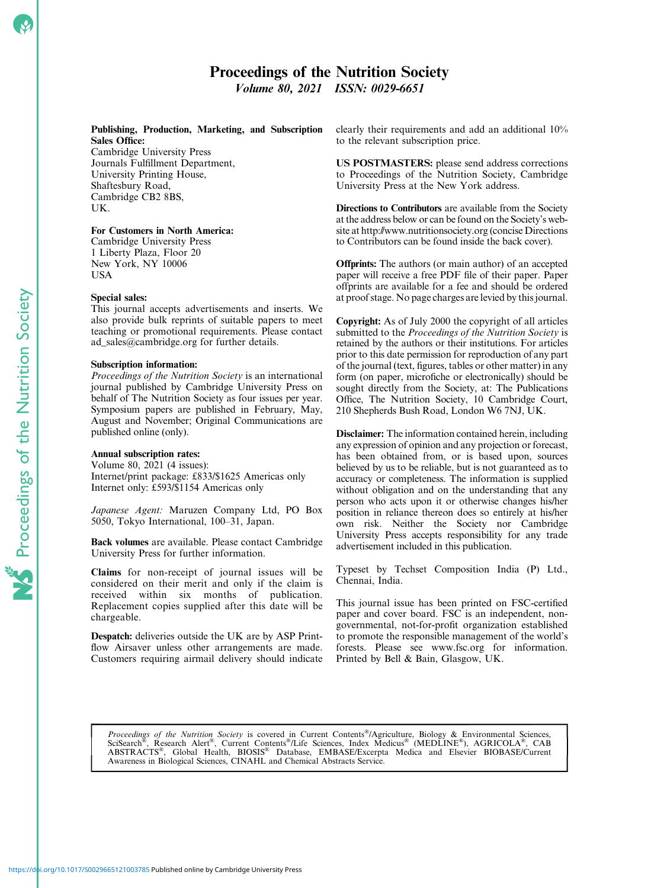# Proceedings of the Nutrition Society

*Volume 80, 2021 ISSN: 0029-6651*

**Publishing, Production, Marketing, and Subscription Sales Office:**
Cambridge University Press
Journals Fulfillment Department,
University Printing House,
Shaftesbury Road,
Cambridge CB2 8BS,
UK.

**For Customers in North America:**
Cambridge University Press
1 Liberty Plaza, Floor 20
New York, NY 10006
USA

**Special sales:**
This journal accepts advertisements and inserts. We also provide bulk reprints of suitable papers to meet teaching or promotional requirements. Please contact ad_sales@cambridge.org for further details.

**Subscription information:**
*Proceedings of the Nutrition Society* is an international journal published by Cambridge University Press on behalf of The Nutrition Society as four issues per year. Symposium papers are published in February, May, August and November; Original Communications are published online (only).

**Annual subscription rates:**
Volume 80, 2021 (4 issues):
Internet/print package: £833/$1625 Americas only
Internet only: £593/$1154 Americas only

*Japanese Agent:* Maruzen Company Ltd, PO Box 5050, Tokyo International, 100–31, Japan.

**Back volumes** are available. Please contact Cambridge University Press for further information.

**Claims** for non-receipt of journal issues will be considered on their merit and only if the claim is received within six months of publication. Replacement copies supplied after this date will be chargeable.

**Despatch:** deliveries outside the UK are by ASP Print-flow Airsaver unless other arrangements are made. Customers requiring airmail delivery should indicate clearly their requirements and add an additional 10% to the relevant subscription price.

**US POSTMASTERS:** please send address corrections to Proceedings of the Nutrition Society, Cambridge University Press at the New York address.

**Directions to Contributors** are available from the Society at the address below or can be found on the Society's web-site at http://www.nutritionsociety.org (concise Directions to Contributors can be found inside the back cover).

**Offprints:** The authors (or main author) of an accepted paper will receive a free PDF file of their paper. Paper offprints are available for a fee and should be ordered at proof stage. No page charges are levied by this journal.

**Copyright:** As of July 2000 the copyright of all articles submitted to the *Proceedings of the Nutrition Society* is retained by the authors or their institutions. For articles prior to this date permission for reproduction of any part of the journal (text, figures, tables or other matter) in any form (on paper, microfiche or electronically) should be sought directly from the Society, at: The Publications Office, The Nutrition Society, 10 Cambridge Court, 210 Shepherds Bush Road, London W6 7NJ, UK.

**Disclaimer:** The information contained herein, including any expression of opinion and any projection or forecast, has been obtained from, or is based upon, sources believed by us to be reliable, but is not guaranteed as to accuracy or completeness. The information is supplied without obligation and on the understanding that any person who acts upon it or otherwise changes his/her position in reliance thereon does so entirely at his/her own risk. Neither the Society nor Cambridge University Press accepts responsibility for any trade advertisement included in this publication.

Typeset by Techset Composition India (P) Ltd., Chennai, India.

This journal issue has been printed on FSC-certified paper and cover board. FSC is an independent, non-governmental, not-for-profit organization established to promote the responsible management of the world's forests. Please see www.fsc.org for information. Printed by Bell & Bain, Glasgow, UK.

*Proceedings of the Nutrition Society* is covered in Current Contents®/Agriculture, Biology & Environmental Sciences, SciSearch®, Research Alert®, Current Contents®/Life Sciences, Index Medicus® (MEDLINE®), AGRICOLA®, CAB ABSTRACTS®, Global Health, BIOSIS® Database, EMBASE/Excerpta Medica and Elsevier BIOBASE/Current Awareness in Biological Sciences, CINAHL and Chemical Abstracts Service.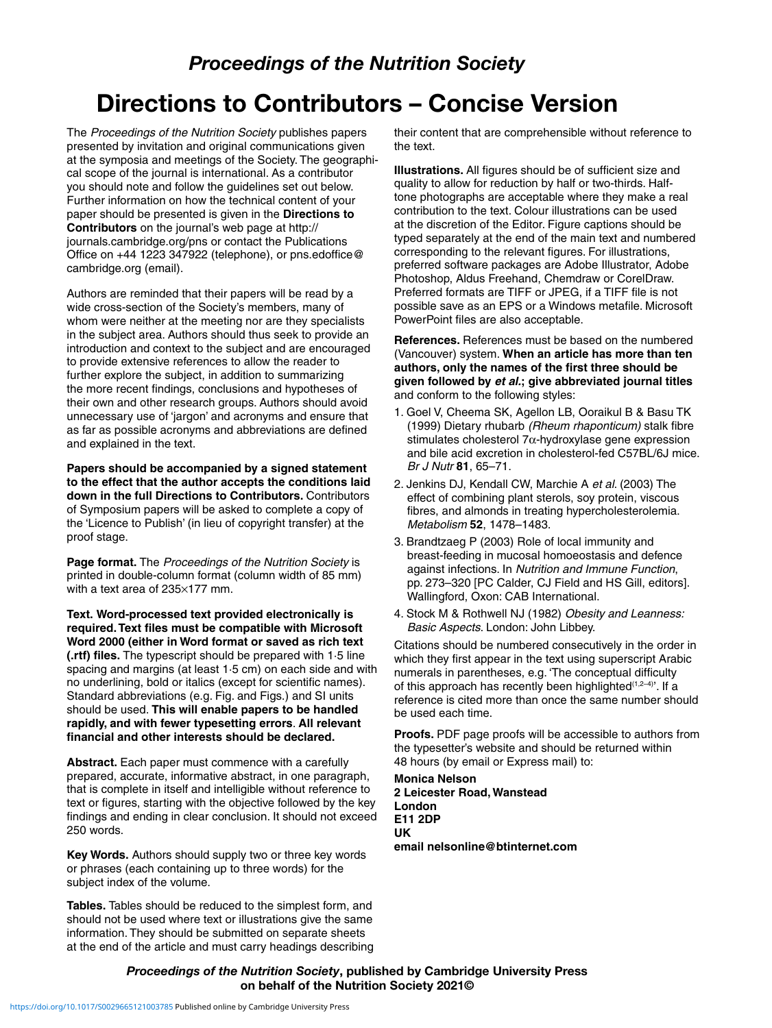# *Proceedings of the Nutrition Society*

# Directions to Contributors – Concise Version

The *Proceedings of the Nutrition Society* publishes papers presented by invitation and original communications given at the symposia and meetings of the Society. The geographical scope of the journal is international. As a contributor you should note and follow the guidelines set out below. Further information on how the technical content of your paper should be presented is given in the **Directions to Contributors** on the journal's web page at http://journals.cambridge.org/pns or contact the Publications Office on +44 1223 347922 (telephone), or pns.edoffice@cambridge.org (email).

Authors are reminded that their papers will be read by a wide cross-section of the Society's members, many of whom were neither at the meeting nor are they specialists in the subject area. Authors should thus seek to provide an introduction and context to the subject and are encouraged to provide extensive references to allow the reader to further explore the subject, in addition to summarizing the more recent findings, conclusions and hypotheses of their own and other research groups. Authors should avoid unnecessary use of 'jargon' and acronyms and ensure that as far as possible acronyms and abbreviations are defined and explained in the text.

**Papers should be accompanied by a signed statement to the effect that the author accepts the conditions laid down in the full Directions to Contributors.** Contributors of Symposium papers will be asked to complete a copy of the 'Licence to Publish' (in lieu of copyright transfer) at the proof stage.

**Page format.** The *Proceedings of the Nutrition Society* is printed in double-column format (column width of 85 mm) with a text area of 235×177 mm.

**Text. Word-processed text provided electronically is required. Text files must be compatible with Microsoft Word 2000 (either in Word format or saved as rich text (.rtf) files.** The typescript should be prepared with 1·5 line spacing and margins (at least 1·5 cm) on each side and with no underlining, bold or italics (except for scientific names). Standard abbreviations (e.g. Fig. and Figs.) and SI units should be used. **This will enable papers to be handled rapidly, and with fewer typesetting errors**. **All relevant financial and other interests should be declared.**

**Abstract.** Each paper must commence with a carefully prepared, accurate, informative abstract, in one paragraph, that is complete in itself and intelligible without reference to text or figures, starting with the objective followed by the key findings and ending in clear conclusion. It should not exceed 250 words.

**Key Words.** Authors should supply two or three key words or phrases (each containing up to three words) for the subject index of the volume.

**Tables.** Tables should be reduced to the simplest form, and should not be used where text or illustrations give the same information. They should be submitted on separate sheets at the end of the article and must carry headings describing their content that are comprehensible without reference to the text.

**Illustrations.** All figures should be of sufficient size and quality to allow for reduction by half or two-thirds. Half-tone photographs are acceptable where they make a real contribution to the text. Colour illustrations can be used at the discretion of the Editor. Figure captions should be typed separately at the end of the main text and numbered corresponding to the relevant figures. For illustrations, preferred software packages are Adobe Illustrator, Adobe Photoshop, Aldus Freehand, Chemdraw or CorelDraw. Preferred formats are TIFF or JPEG, if a TIFF file is not possible save as an EPS or a Windows metafile. Microsoft PowerPoint files are also acceptable.

**References.** References must be based on the numbered (Vancouver) system. **When an article has more than ten authors, only the names of the first three should be given followed by *et al.*; give abbreviated journal titles** and conform to the following styles:

1. Goel V, Cheema SK, Agellon LB, Ooraikul B & Basu TK (1999) Dietary rhubarb *(Rheum rhaponticum)* stalk fibre stimulates cholesterol 7$\alpha$-hydroxylase gene expression and bile acid excretion in cholesterol-fed C57BL/6J mice. *Br J Nutr* **81**, 65–71.
2. Jenkins DJ, Kendall CW, Marchie A *et al*. (2003) The effect of combining plant sterols, soy protein, viscous fibres, and almonds in treating hypercholesterolemia. *Metabolism* **52**, 1478–1483.
3. Brandtzaeg P (2003) Role of local immunity and breast-feeding in mucosal homoeostasis and defence against infections. In *Nutrition and Immune Function*, pp. 273–320 [PC Calder, CJ Field and HS Gill, editors]. Wallingford, Oxon: CAB International.
4. Stock M & Rothwell NJ (1982) *Obesity and Leanness: Basic Aspects*. London: John Libbey.

Citations should be numbered consecutively in the order in which they first appear in the text using superscript Arabic numerals in parentheses, e.g. 'The conceptual difficulty of this approach has recently been highlighted(1,2–4)'. If a reference is cited more than once the same number should be used each time.

**Proofs.** PDF page proofs will be accessible to authors from the typesetter's website and should be returned within 48 hours (by email or Express mail) to:

**Monica Nelson**
**2 Leicester Road, Wanstead**
**London**
**E11 2DP**
**UK**
**email nelsonline@btinternet.com**

***Proceedings of the Nutrition Society*, published by Cambridge University Press on behalf of the Nutrition Society 2021©**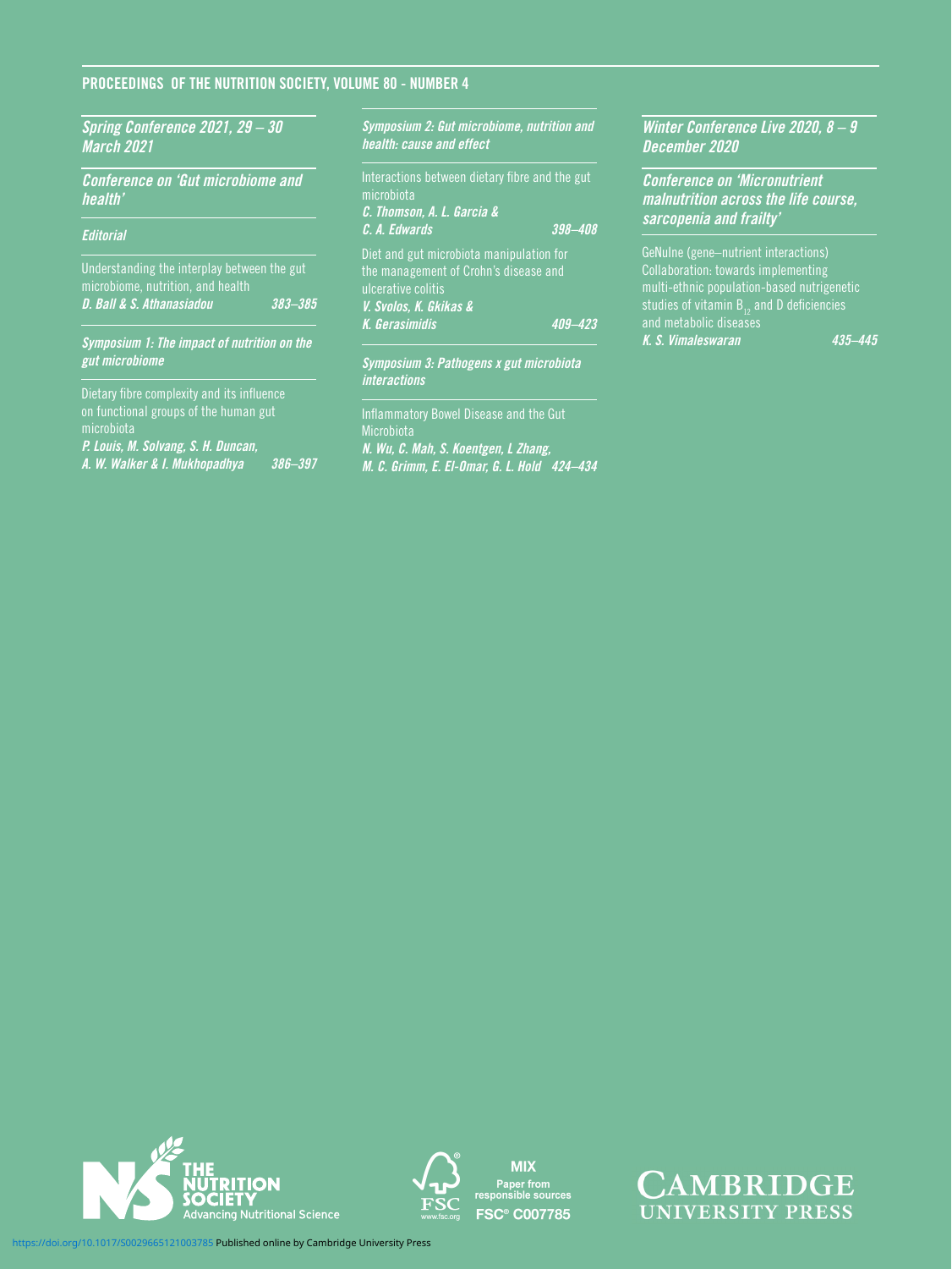## PROCEEDINGS OF THE NUTRITION SOCIETY, VOLUME 80 - NUMBER 4

### *Spring Conference 2021, 29 – 30 March 2021*

### *Conference on 'Gut microbiome and health'*

#### *Editorial*

Understanding the interplay between the gut microbiome, nutrition, and health
***D. Ball & S. Athanasiadou*** *383–385*

#### *Symposium 1: The impact of nutrition on the gut microbiome*

Dietary fibre complexity and its influence on functional groups of the human gut microbiota
***P. Louis, M. Solvang, S. H. Duncan, A. W. Walker & I. Mukhopadhya*** *386–397*

#### *Symposium 2: Gut microbiome, nutrition and health: cause and effect*

Interactions between dietary fibre and the gut microbiota
***C. Thomson, A. L. Garcia & C. A. Edwards*** *398–408*

Diet and gut microbiota manipulation for the management of Crohn's disease and ulcerative colitis
***V. Svolos, K. Gkikas & K. Gerasimidis*** *409–423*

#### *Symposium 3: Pathogens x gut microbiota interactions*

Inflammatory Bowel Disease and the Gut Microbiota
***N. Wu, C. Mah, S. Koentgen, L Zhang, M. C. Grimm, E. El-Omar, G. L. Hold*** *424–434*

### *Winter Conference Live 2020, 8 – 9 December 2020*

### *Conference on 'Micronutrient malnutrition across the life course, sarcopenia and frailty'*

GeNuIne (gene–nutrient interactions) Collaboration: towards implementing multi-ethnic population-based nutrigenetic studies of vitamin $B_{12}$ and D deficiencies and metabolic diseases
***K. S. Vimaleswaran*** *435–445*

THE NUTRITION SOCIETY
Advancing Nutritional Science

MIX
Paper from responsible sources
FSC® C007785
www.fsc.org

CAMBRIDGE UNIVERSITY PRESS

https://doi.org/10.1017/S0029665121003785 Published online by Cambridge University Press